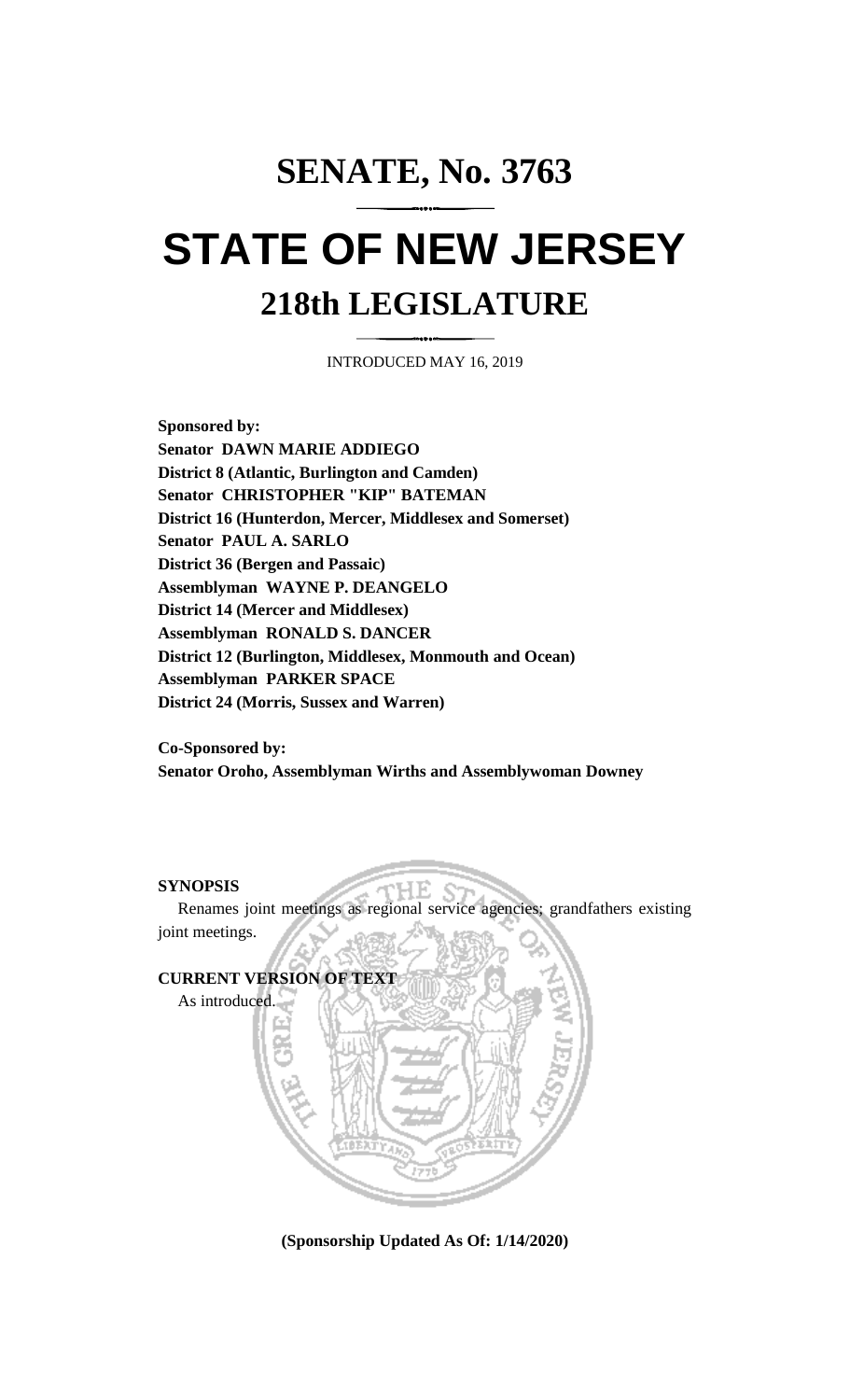# SENATE, No. 3763

# STATE OF NEW JERSEY

## 218th LEGISLATURE

INTRODUCED MAY 16, 2019

**Sponsored by:**
**Senator DAWN MARIE ADDIEGO**
**District 8 (Atlantic, Burlington and Camden)**
**Senator CHRISTOPHER "KIP" BATEMAN**
**District 16 (Hunterdon, Mercer, Middlesex and Somerset)**
**Senator PAUL A. SARLO**
**District 36 (Bergen and Passaic)**
**Assemblyman WAYNE P. DEANGELO**
**District 14 (Mercer and Middlesex)**
**Assemblyman RONALD S. DANCER**
**District 12 (Burlington, Middlesex, Monmouth and Ocean)**
**Assemblyman PARKER SPACE**
**District 24 (Morris, Sussex and Warren)**

**Co-Sponsored by:**
**Senator Oroho, Assemblyman Wirths and Assemblywoman Downey**

**SYNOPSIS**

Renames joint meetings as regional service agencies; grandfathers existing joint meetings.

**CURRENT VERSION OF TEXT**

As introduced.

**(Sponsorship Updated As Of: 1/14/2020)**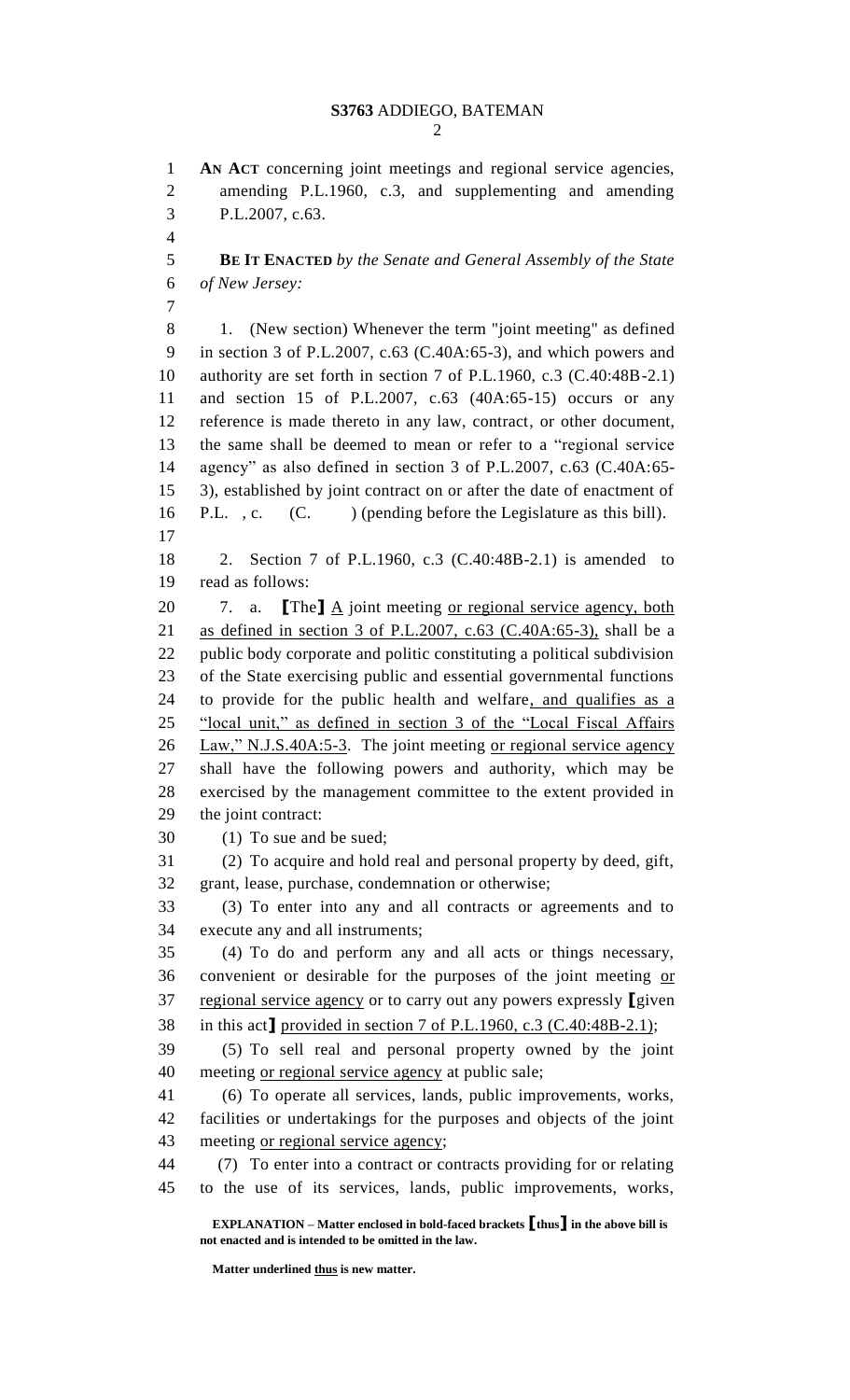**AN ACT** concerning joint meetings and regional service agencies, amending P.L.1960, c.3, and supplementing and amending P.L.2007, c.63.

**BE IT ENACTED** *by the Senate and General Assembly of the State of New Jersey:*

1. (New section) Whenever the term "joint meeting" as defined in section 3 of P.L.2007, c.63 (C.40A:65-3), and which powers and authority are set forth in section 7 of P.L.1960, c.3 (C.40:48B-2.1) and section 15 of P.L.2007, c.63 (40A:65-15) occurs or any reference is made thereto in any law, contract, or other document, the same shall be deemed to mean or refer to a "regional service agency" as also defined in section 3 of P.L.2007, c.63 (C.40A:65-3), established by joint contract on or after the date of enactment of P.L. , c. (C. ) (pending before the Legislature as this bill).

2. Section 7 of P.L.1960, c.3 (C.40:48B-2.1) is amended to read as follows:

7. a. **[**The**]** <u>A</u> joint meeting <u>or regional service agency, both as defined in section 3 of P.L.2007, c.63 (C.40A:65-3),</u> shall be a public body corporate and politic constituting a political subdivision of the State exercising public and essential governmental functions to provide for the public health and welfare<u>, and qualifies as a "local unit," as defined in section 3 of the "Local Fiscal Affairs Law," N.J.S.40A:5-3</u>. The joint meeting <u>or regional service agency</u> shall have the following powers and authority, which may be exercised by the management committee to the extent provided in the joint contract:

(1) To sue and be sued;

(2) To acquire and hold real and personal property by deed, gift, grant, lease, purchase, condemnation or otherwise;

(3) To enter into any and all contracts or agreements and to execute any and all instruments;

(4) To do and perform any and all acts or things necessary, convenient or desirable for the purposes of the joint meeting <u>or regional service agency</u> or to carry out any powers expressly **[**given in this act**]** <u>provided in section 7 of P.L.1960, c.3 (C.40:48B-2.1)</u>;

(5) To sell real and personal property owned by the joint meeting <u>or regional service agency</u> at public sale;

(6) To operate all services, lands, public improvements, works, facilities or undertakings for the purposes and objects of the joint meeting <u>or regional service agency</u>;

(7) To enter into a contract or contracts providing for or relating to the use of its services, lands, public improvements, works,

**EXPLANATION – Matter enclosed in bold-faced brackets [thus] in the above bill is not enacted and is intended to be omitted in the law.**

**Matter underlined <u>thus</u> is new matter.**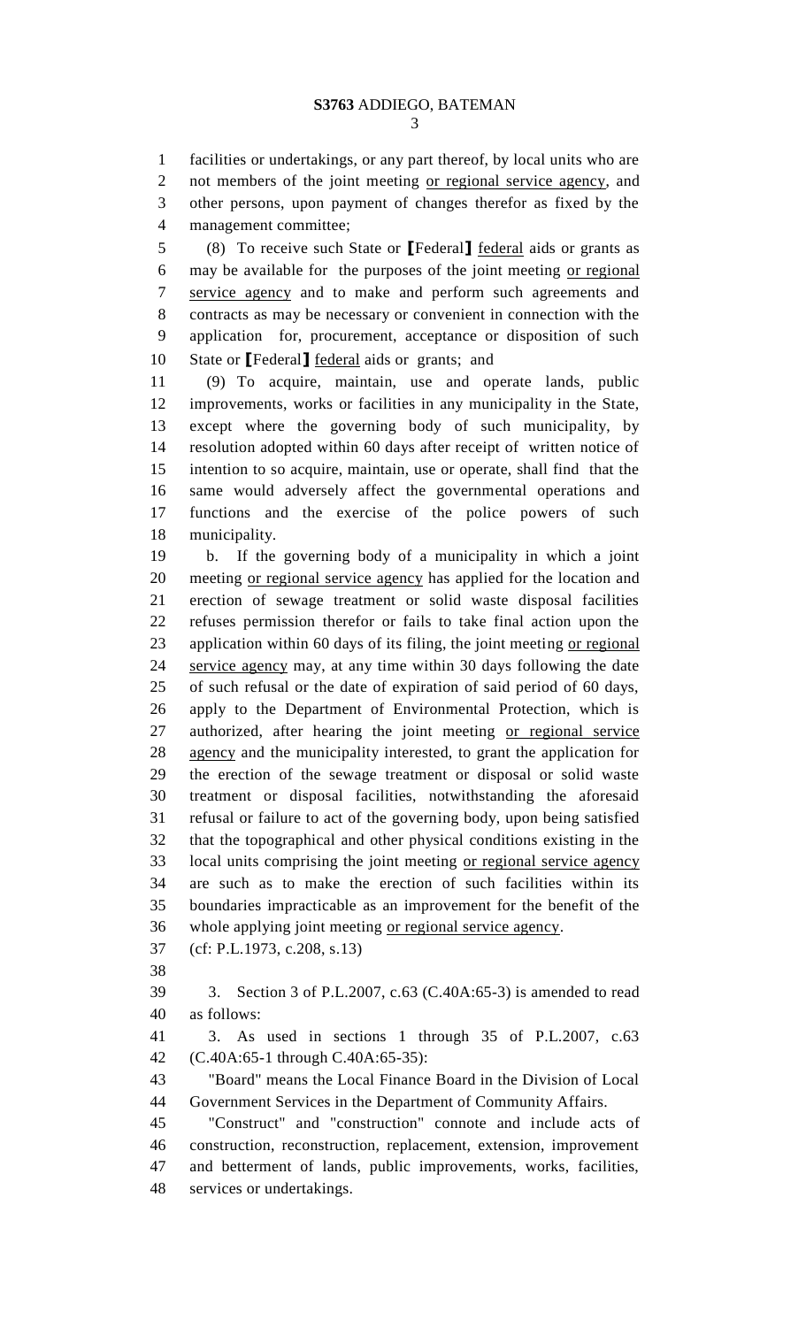facilities or undertakings, or any part thereof, by local units who are not members of the joint meeting or regional service agency, and other persons, upon payment of changes therefor as fixed by the management committee;

(8) To receive such State or [Federal] federal aids or grants as may be available for the purposes of the joint meeting or regional service agency and to make and perform such agreements and contracts as may be necessary or convenient in connection with the application for, procurement, acceptance or disposition of such State or [Federal] federal aids or grants; and

(9) To acquire, maintain, use and operate lands, public improvements, works or facilities in any municipality in the State, except where the governing body of such municipality, by resolution adopted within 60 days after receipt of written notice of intention to so acquire, maintain, use or operate, shall find that the same would adversely affect the governmental operations and functions and the exercise of the police powers of such municipality.

b. If the governing body of a municipality in which a joint meeting or regional service agency has applied for the location and erection of sewage treatment or solid waste disposal facilities refuses permission therefor or fails to take final action upon the application within 60 days of its filing, the joint meeting or regional service agency may, at any time within 30 days following the date of such refusal or the date of expiration of said period of 60 days, apply to the Department of Environmental Protection, which is authorized, after hearing the joint meeting or regional service agency and the municipality interested, to grant the application for the erection of the sewage treatment or disposal or solid waste treatment or disposal facilities, notwithstanding the aforesaid refusal or failure to act of the governing body, upon being satisfied that the topographical and other physical conditions existing in the local units comprising the joint meeting or regional service agency are such as to make the erection of such facilities within its boundaries impracticable as an improvement for the benefit of the whole applying joint meeting or regional service agency.

(cf: P.L.1973, c.208, s.13)

3. Section 3 of P.L.2007, c.63 (C.40A:65-3) is amended to read as follows:

3. As used in sections 1 through 35 of P.L.2007, c.63 (C.40A:65-1 through C.40A:65-35):

"Board" means the Local Finance Board in the Division of Local Government Services in the Department of Community Affairs.

"Construct" and "construction" connote and include acts of construction, reconstruction, replacement, extension, improvement and betterment of lands, public improvements, works, facilities, services or undertakings.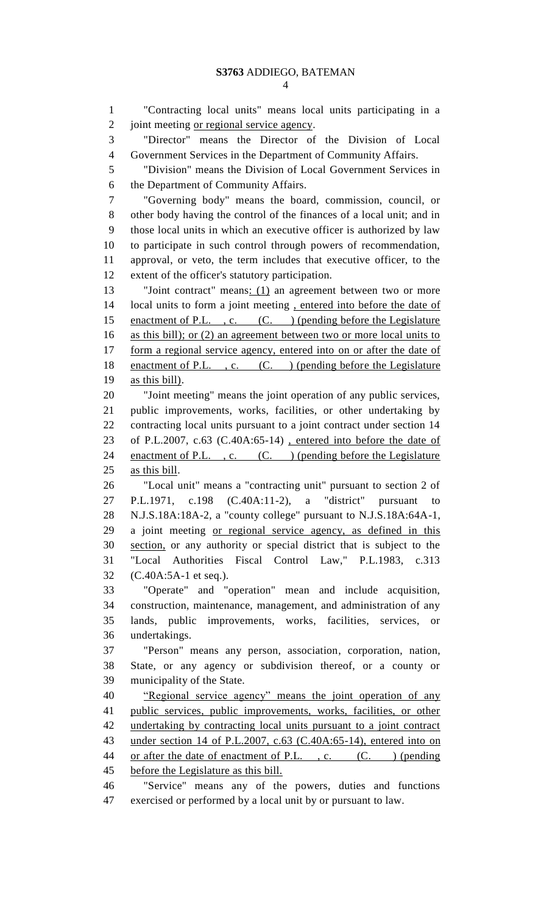"Contracting local units" means local units participating in a joint meeting <u>or regional service agency</u>.

"Director" means the Director of the Division of Local Government Services in the Department of Community Affairs.

"Division" means the Division of Local Government Services in the Department of Community Affairs.

"Governing body" means the board, commission, council, or other body having the control of the finances of a local unit; and in those local units in which an executive officer is authorized by law to participate in such control through powers of recommendation, approval, or veto, the term includes that executive officer, to the extent of the officer's statutory participation.

"Joint contract" means<u>: (1)</u> an agreement between two or more local units to form a joint meeting <u>, entered into before the date of enactment of P.L. , c. (C. ) (pending before the Legislature as this bill); or (2) an agreement between two or more local units to form a regional service agency, entered into on or after the date of enactment of P.L. , c. (C. ) (pending before the Legislature as this bill)</u>.

"Joint meeting" means the joint operation of any public services, public improvements, works, facilities, or other undertaking by contracting local units pursuant to a joint contract under section 14 of P.L.2007, c.63 (C.40A:65-14) <u>, entered into before the date of enactment of P.L. , c. (C. ) (pending before the Legislature as this bill</u>.

"Local unit" means a "contracting unit" pursuant to section 2 of P.L.1971, c.198 (C.40A:11-2), a "district" pursuant to N.J.S.18A:18A-2, a "county college" pursuant to N.J.S.18A:64A-1, a joint meeting <u>or regional service agency, as defined in this section,</u> or any authority or special district that is subject to the "Local Authorities Fiscal Control Law," P.L.1983, c.313 (C.40A:5A-1 et seq.).

"Operate" and "operation" mean and include acquisition, construction, maintenance, management, and administration of any lands, public improvements, works, facilities, services, or undertakings.

"Person" means any person, association, corporation, nation, State, or any agency or subdivision thereof, or a county or municipality of the State.

<u>"Regional service agency" means the joint operation of any public services, public improvements, works, facilities, or other undertaking by contracting local units pursuant to a joint contract under section 14 of P.L.2007, c.63 (C.40A:65-14), entered into on or after the date of enactment of P.L. , c. (C. ) (pending before the Legislature as this bill.</u>

"Service" means any of the powers, duties and functions exercised or performed by a local unit by or pursuant to law.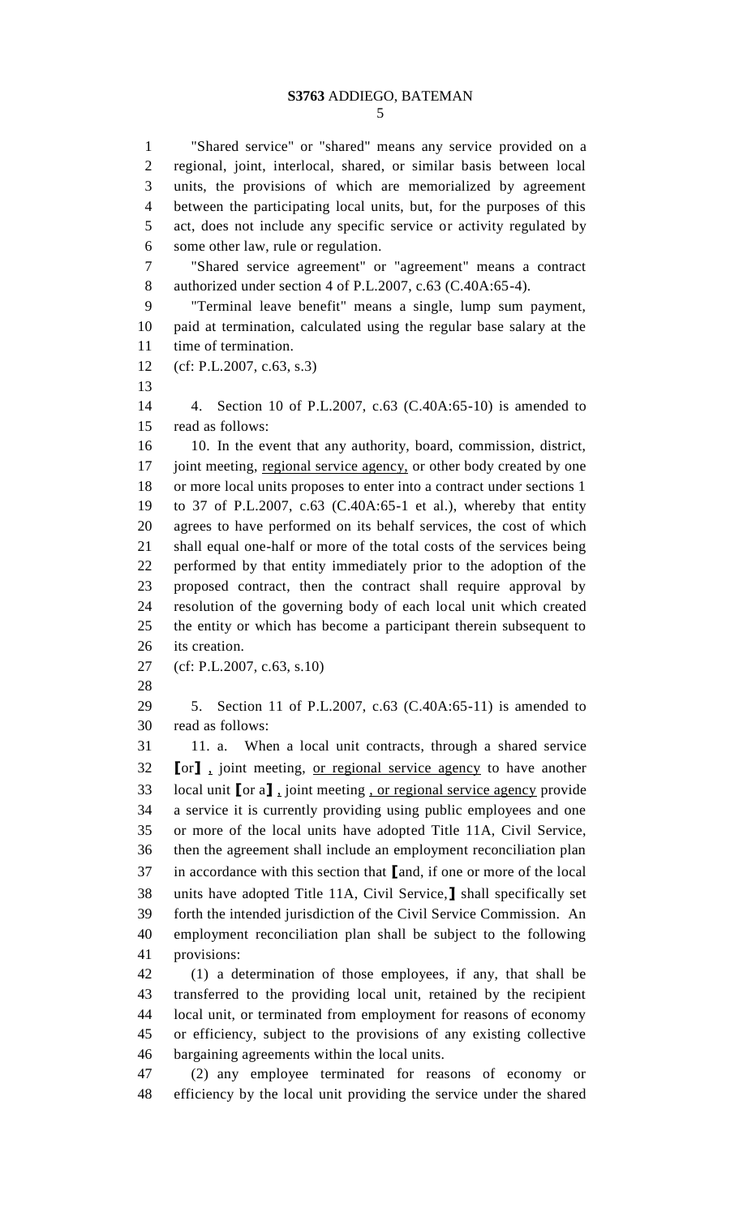"Shared service" or "shared" means any service provided on a regional, joint, interlocal, shared, or similar basis between local units, the provisions of which are memorialized by agreement between the participating local units, but, for the purposes of this act, does not include any specific service or activity regulated by some other law, rule or regulation.

"Shared service agreement" or "agreement" means a contract authorized under section 4 of P.L.2007, c.63 (C.40A:65-4).

"Terminal leave benefit" means a single, lump sum payment, paid at termination, calculated using the regular base salary at the time of termination.

(cf: P.L.2007, c.63, s.3)

4. Section 10 of P.L.2007, c.63 (C.40A:65-10) is amended to read as follows:

10. In the event that any authority, board, commission, district, joint meeting, <u>regional service agency,</u> or other body created by one or more local units proposes to enter into a contract under sections 1 to 37 of P.L.2007, c.63 (C.40A:65-1 et al.), whereby that entity agrees to have performed on its behalf services, the cost of which shall equal one-half or more of the total costs of the services being performed by that entity immediately prior to the adoption of the proposed contract, then the contract shall require approval by resolution of the governing body of each local unit which created the entity or which has become a participant therein subsequent to its creation.

(cf: P.L.2007, c.63, s.10)

5. Section 11 of P.L.2007, c.63 (C.40A:65-11) is amended to read as follows:

11. a. When a local unit contracts, through a shared service **[**or**]** <u>,</u> joint meeting, <u>or regional service agency</u> to have another local unit **[**or a**]** <u>,</u> joint meeting <u>, or regional service agency</u> provide a service it is currently providing using public employees and one or more of the local units have adopted Title 11A, Civil Service, then the agreement shall include an employment reconciliation plan in accordance with this section that **[**and, if one or more of the local units have adopted Title 11A, Civil Service,**]** shall specifically set forth the intended jurisdiction of the Civil Service Commission. An employment reconciliation plan shall be subject to the following provisions:

(1) a determination of those employees, if any, that shall be transferred to the providing local unit, retained by the recipient local unit, or terminated from employment for reasons of economy or efficiency, subject to the provisions of any existing collective bargaining agreements within the local units.

(2) any employee terminated for reasons of economy or efficiency by the local unit providing the service under the shared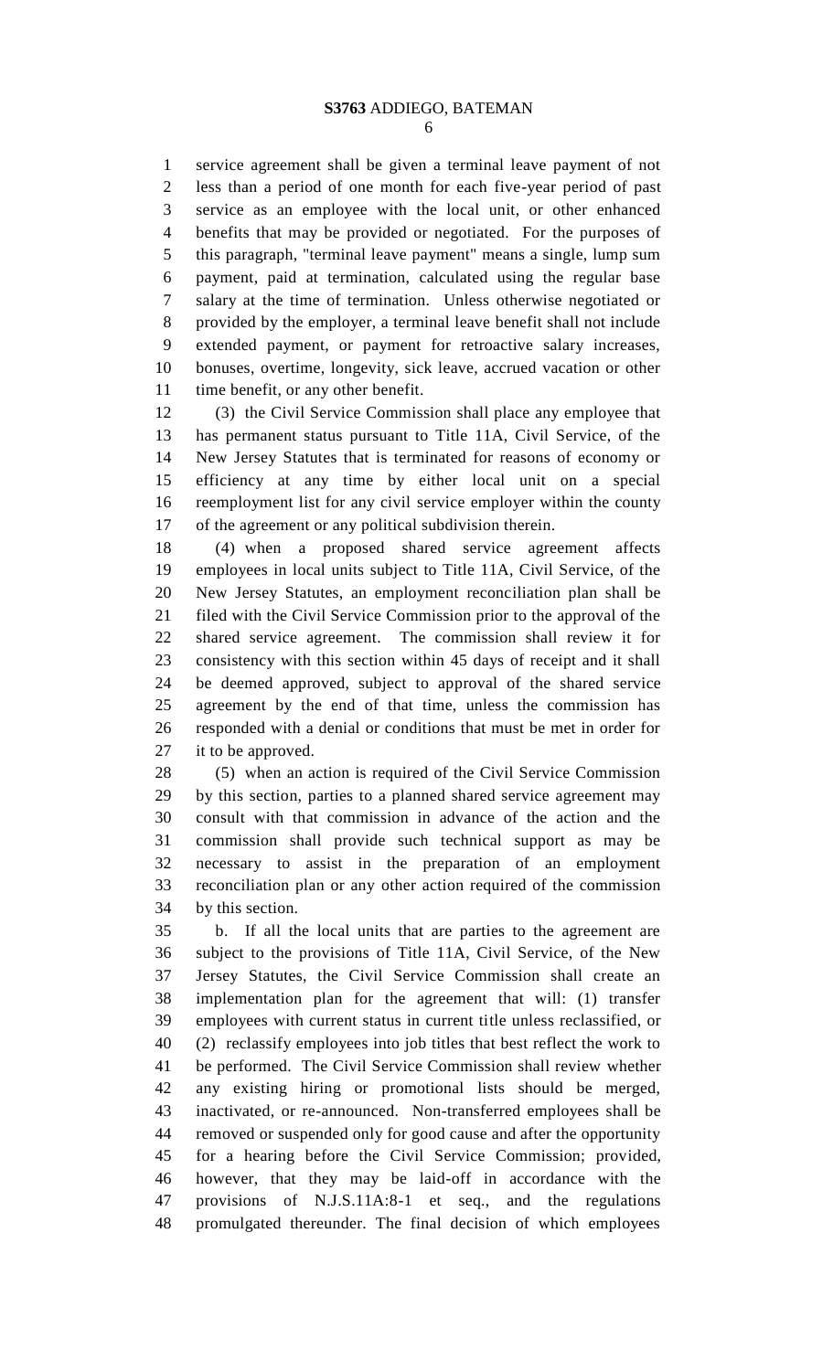service agreement shall be given a terminal leave payment of not less than a period of one month for each five-year period of past service as an employee with the local unit, or other enhanced benefits that may be provided or negotiated. For the purposes of this paragraph, "terminal leave payment" means a single, lump sum payment, paid at termination, calculated using the regular base salary at the time of termination. Unless otherwise negotiated or provided by the employer, a terminal leave benefit shall not include extended payment, or payment for retroactive salary increases, bonuses, overtime, longevity, sick leave, accrued vacation or other time benefit, or any other benefit.

(3) the Civil Service Commission shall place any employee that has permanent status pursuant to Title 11A, Civil Service, of the New Jersey Statutes that is terminated for reasons of economy or efficiency at any time by either local unit on a special reemployment list for any civil service employer within the county of the agreement or any political subdivision therein.

(4) when a proposed shared service agreement affects employees in local units subject to Title 11A, Civil Service, of the New Jersey Statutes, an employment reconciliation plan shall be filed with the Civil Service Commission prior to the approval of the shared service agreement. The commission shall review it for consistency with this section within 45 days of receipt and it shall be deemed approved, subject to approval of the shared service agreement by the end of that time, unless the commission has responded with a denial or conditions that must be met in order for it to be approved.

(5) when an action is required of the Civil Service Commission by this section, parties to a planned shared service agreement may consult with that commission in advance of the action and the commission shall provide such technical support as may be necessary to assist in the preparation of an employment reconciliation plan or any other action required of the commission by this section.

b. If all the local units that are parties to the agreement are subject to the provisions of Title 11A, Civil Service, of the New Jersey Statutes, the Civil Service Commission shall create an implementation plan for the agreement that will: (1) transfer employees with current status in current title unless reclassified, or (2) reclassify employees into job titles that best reflect the work to be performed. The Civil Service Commission shall review whether any existing hiring or promotional lists should be merged, inactivated, or re-announced. Non-transferred employees shall be removed or suspended only for good cause and after the opportunity for a hearing before the Civil Service Commission; provided, however, that they may be laid-off in accordance with the provisions of N.J.S.11A:8-1 et seq., and the regulations promulgated thereunder. The final decision of which employees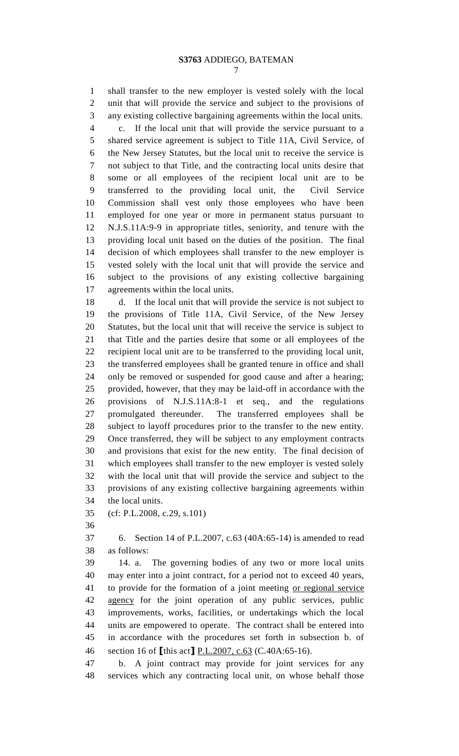shall transfer to the new employer is vested solely with the local unit that will provide the service and subject to the provisions of any existing collective bargaining agreements within the local units.

c. If the local unit that will provide the service pursuant to a shared service agreement is subject to Title 11A, Civil Service, of the New Jersey Statutes, but the local unit to receive the service is not subject to that Title, and the contracting local units desire that some or all employees of the recipient local unit are to be transferred to the providing local unit, the Civil Service Commission shall vest only those employees who have been employed for one year or more in permanent status pursuant to N.J.S.11A:9-9 in appropriate titles, seniority, and tenure with the providing local unit based on the duties of the position. The final decision of which employees shall transfer to the new employer is vested solely with the local unit that will provide the service and subject to the provisions of any existing collective bargaining agreements within the local units.

d. If the local unit that will provide the service is not subject to the provisions of Title 11A, Civil Service, of the New Jersey Statutes, but the local unit that will receive the service is subject to that Title and the parties desire that some or all employees of the recipient local unit are to be transferred to the providing local unit, the transferred employees shall be granted tenure in office and shall only be removed or suspended for good cause and after a hearing; provided, however, that they may be laid-off in accordance with the provisions of N.J.S.11A:8-1 et seq., and the regulations promulgated thereunder. The transferred employees shall be subject to layoff procedures prior to the transfer to the new entity. Once transferred, they will be subject to any employment contracts and provisions that exist for the new entity. The final decision of which employees shall transfer to the new employer is vested solely with the local unit that will provide the service and subject to the provisions of any existing collective bargaining agreements within the local units.

(cf: P.L.2008, c.29, s.101)

6. Section 14 of P.L.2007, c.63 (40A:65-14) is amended to read as follows:

14. a. The governing bodies of any two or more local units may enter into a joint contract, for a period not to exceed 40 years, to provide for the formation of a joint meeting <u>or regional service agency</u> for the joint operation of any public services, public improvements, works, facilities, or undertakings which the local units are empowered to operate. The contract shall be entered into in accordance with the procedures set forth in subsection b. of section 16 of [this act] <u>P.L.2007, c.63</u> (C.40A:65-16).

b. A joint contract may provide for joint services for any services which any contracting local unit, on whose behalf those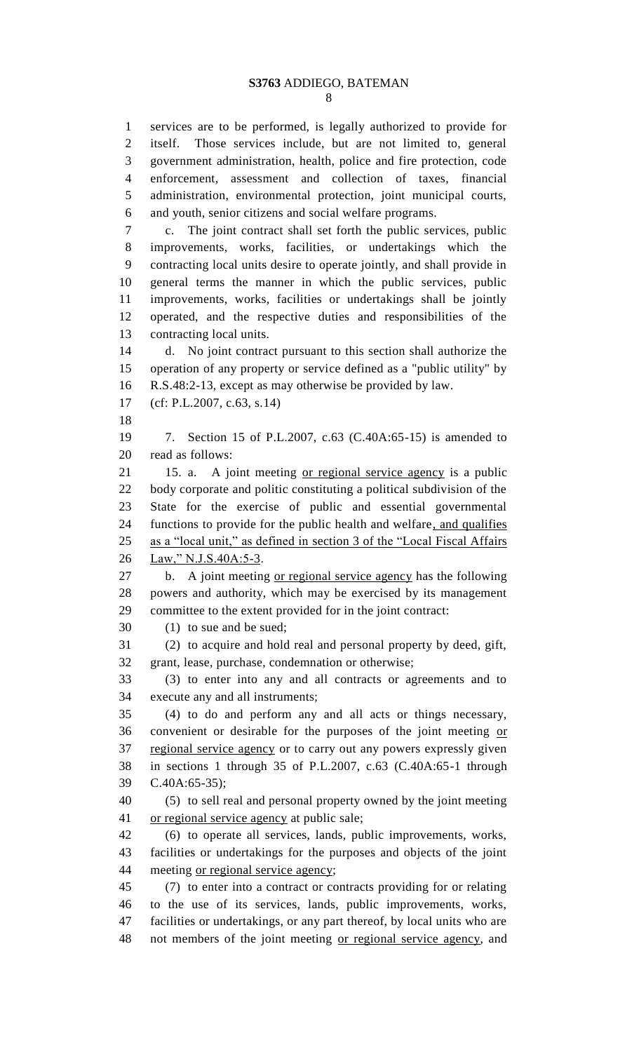services are to be performed, is legally authorized to provide for itself. Those services include, but are not limited to, general government administration, health, police and fire protection, code enforcement, assessment and collection of taxes, financial administration, environmental protection, joint municipal courts, and youth, senior citizens and social welfare programs.

c. The joint contract shall set forth the public services, public improvements, works, facilities, or undertakings which the contracting local units desire to operate jointly, and shall provide in general terms the manner in which the public services, public improvements, works, facilities or undertakings shall be jointly operated, and the respective duties and responsibilities of the contracting local units.

d. No joint contract pursuant to this section shall authorize the operation of any property or service defined as a "public utility" by R.S.48:2-13, except as may otherwise be provided by law.

(cf: P.L.2007, c.63, s.14)

7. Section 15 of P.L.2007, c.63 (C.40A:65-15) is amended to read as follows:

15. a. A joint meeting or regional service agency is a public body corporate and politic constituting a political subdivision of the State for the exercise of public and essential governmental functions to provide for the public health and welfare, and qualifies as a "local unit," as defined in section 3 of the "Local Fiscal Affairs Law," N.J.S.40A:5-3.

b. A joint meeting or regional service agency has the following powers and authority, which may be exercised by its management committee to the extent provided for in the joint contract:

(1) to sue and be sued;

(2) to acquire and hold real and personal property by deed, gift, grant, lease, purchase, condemnation or otherwise;

(3) to enter into any and all contracts or agreements and to execute any and all instruments;

(4) to do and perform any and all acts or things necessary, convenient or desirable for the purposes of the joint meeting or regional service agency or to carry out any powers expressly given in sections 1 through 35 of P.L.2007, c.63 (C.40A:65-1 through C.40A:65-35);

(5) to sell real and personal property owned by the joint meeting or regional service agency at public sale;

(6) to operate all services, lands, public improvements, works, facilities or undertakings for the purposes and objects of the joint meeting or regional service agency;

(7) to enter into a contract or contracts providing for or relating to the use of its services, lands, public improvements, works, facilities or undertakings, or any part thereof, by local units who are not members of the joint meeting or regional service agency, and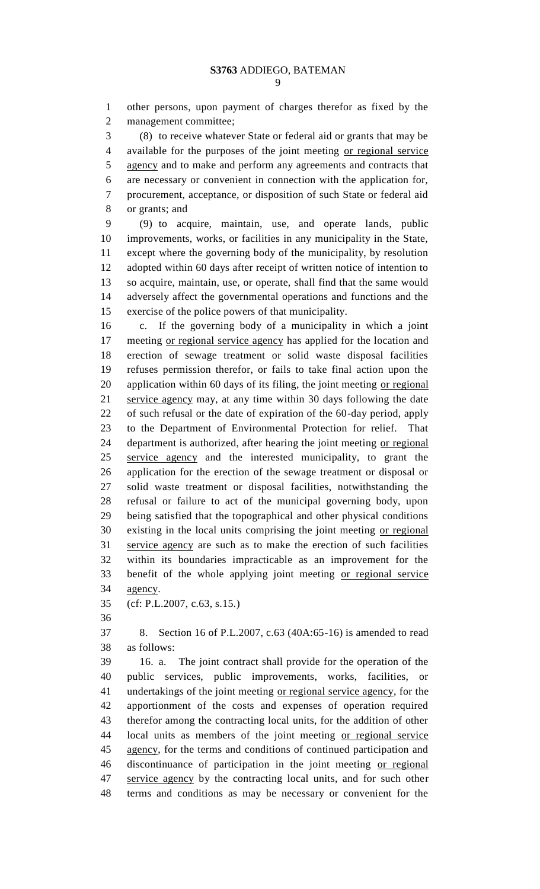other persons, upon payment of charges therefor as fixed by the management committee;

(8) to receive whatever State or federal aid or grants that may be available for the purposes of the joint meeting <u>or regional service agency</u> and to make and perform any agreements and contracts that are necessary or convenient in connection with the application for, procurement, acceptance, or disposition of such State or federal aid or grants; and

(9) to acquire, maintain, use, and operate lands, public improvements, works, or facilities in any municipality in the State, except where the governing body of the municipality, by resolution adopted within 60 days after receipt of written notice of intention to so acquire, maintain, use, or operate, shall find that the same would adversely affect the governmental operations and functions and the exercise of the police powers of that municipality.

c. If the governing body of a municipality in which a joint meeting <u>or regional service agency</u> has applied for the location and erection of sewage treatment or solid waste disposal facilities refuses permission therefor, or fails to take final action upon the application within 60 days of its filing, the joint meeting <u>or regional service agency</u> may, at any time within 30 days following the date of such refusal or the date of expiration of the 60-day period, apply to the Department of Environmental Protection for relief. That department is authorized, after hearing the joint meeting <u>or regional service agency</u> and the interested municipality, to grant the application for the erection of the sewage treatment or disposal or solid waste treatment or disposal facilities, notwithstanding the refusal or failure to act of the municipal governing body, upon being satisfied that the topographical and other physical conditions existing in the local units comprising the joint meeting <u>or regional service agency</u> are such as to make the erection of such facilities within its boundaries impracticable as an improvement for the benefit of the whole applying joint meeting <u>or regional service agency</u>.

(cf: P.L.2007, c.63, s.15.)

8. Section 16 of P.L.2007, c.63 (40A:65-16) is amended to read as follows:

16. a. The joint contract shall provide for the operation of the public services, public improvements, works, facilities, or undertakings of the joint meeting <u>or regional service agency</u>, for the apportionment of the costs and expenses of operation required therefor among the contracting local units, for the addition of other local units as members of the joint meeting <u>or regional service agency</u>, for the terms and conditions of continued participation and discontinuance of participation in the joint meeting <u>or regional service agency</u> by the contracting local units, and for such other terms and conditions as may be necessary or convenient for the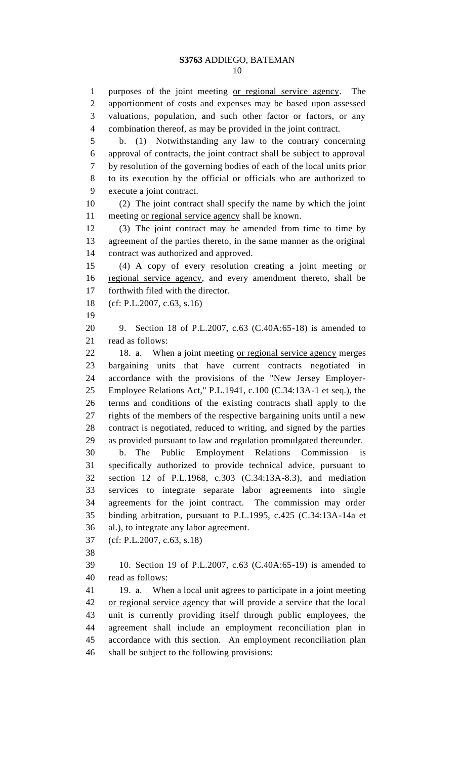purposes of the joint meeting <u>or regional service agency</u>. The apportionment of costs and expenses may be based upon assessed valuations, population, and such other factor or factors, or any combination thereof, as may be provided in the joint contract.

b. (1) Notwithstanding any law to the contrary concerning approval of contracts, the joint contract shall be subject to approval by resolution of the governing bodies of each of the local units prior to its execution by the official or officials who are authorized to execute a joint contract.

(2) The joint contract shall specify the name by which the joint meeting <u>or regional service agency</u> shall be known.

(3) The joint contract may be amended from time to time by agreement of the parties thereto, in the same manner as the original contract was authorized and approved.

(4) A copy of every resolution creating a joint meeting <u>or regional service agency</u>, and every amendment thereto, shall be forthwith filed with the director.

(cf: P.L.2007, c.63, s.16)

9. Section 18 of P.L.2007, c.63 (C.40A:65-18) is amended to read as follows:

18. a. When a joint meeting <u>or regional service agency</u> merges bargaining units that have current contracts negotiated in accordance with the provisions of the "New Jersey Employer-Employee Relations Act," P.L.1941, c.100 (C.34:13A-1 et seq.), the terms and conditions of the existing contracts shall apply to the rights of the members of the respective bargaining units until a new contract is negotiated, reduced to writing, and signed by the parties as provided pursuant to law and regulation promulgated thereunder.

b. The Public Employment Relations Commission is specifically authorized to provide technical advice, pursuant to section 12 of P.L.1968, c.303 (C.34:13A-8.3), and mediation services to integrate separate labor agreements into single agreements for the joint contract. The commission may order binding arbitration, pursuant to P.L.1995, c.425 (C.34:13A-14a et al.), to integrate any labor agreement.

(cf: P.L.2007, c.63, s.18)

10. Section 19 of P.L.2007, c.63 (C.40A:65-19) is amended to read as follows:

19. a. When a local unit agrees to participate in a joint meeting <u>or regional service agency</u> that will provide a service that the local unit is currently providing itself through public employees, the agreement shall include an employment reconciliation plan in accordance with this section. An employment reconciliation plan shall be subject to the following provisions: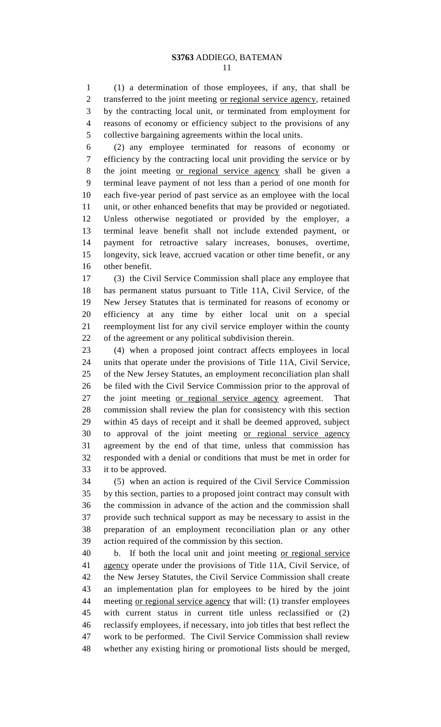(1) a determination of those employees, if any, that shall be transferred to the joint meeting <u>or regional service agency</u>, retained by the contracting local unit, or terminated from employment for reasons of economy or efficiency subject to the provisions of any collective bargaining agreements within the local units.

(2) any employee terminated for reasons of economy or efficiency by the contracting local unit providing the service or by the joint meeting <u>or regional service agency</u> shall be given a terminal leave payment of not less than a period of one month for each five-year period of past service as an employee with the local unit, or other enhanced benefits that may be provided or negotiated. Unless otherwise negotiated or provided by the employer, a terminal leave benefit shall not include extended payment, or payment for retroactive salary increases, bonuses, overtime, longevity, sick leave, accrued vacation or other time benefit, or any other benefit.

(3) the Civil Service Commission shall place any employee that has permanent status pursuant to Title 11A, Civil Service, of the New Jersey Statutes that is terminated for reasons of economy or efficiency at any time by either local unit on a special reemployment list for any civil service employer within the county of the agreement or any political subdivision therein.

(4) when a proposed joint contract affects employees in local units that operate under the provisions of Title 11A, Civil Service, of the New Jersey Statutes, an employment reconciliation plan shall be filed with the Civil Service Commission prior to the approval of the joint meeting <u>or regional service agency</u> agreement. That commission shall review the plan for consistency with this section within 45 days of receipt and it shall be deemed approved, subject to approval of the joint meeting <u>or regional service agency</u> agreement by the end of that time, unless that commission has responded with a denial or conditions that must be met in order for it to be approved.

(5) when an action is required of the Civil Service Commission by this section, parties to a proposed joint contract may consult with the commission in advance of the action and the commission shall provide such technical support as may be necessary to assist in the preparation of an employment reconciliation plan or any other action required of the commission by this section.

b. If both the local unit and joint meeting <u>or regional service agency</u> operate under the provisions of Title 11A, Civil Service, of the New Jersey Statutes, the Civil Service Commission shall create an implementation plan for employees to be hired by the joint meeting <u>or regional service agency</u> that will: (1) transfer employees with current status in current title unless reclassified or (2) reclassify employees, if necessary, into job titles that best reflect the work to be performed. The Civil Service Commission shall review whether any existing hiring or promotional lists should be merged,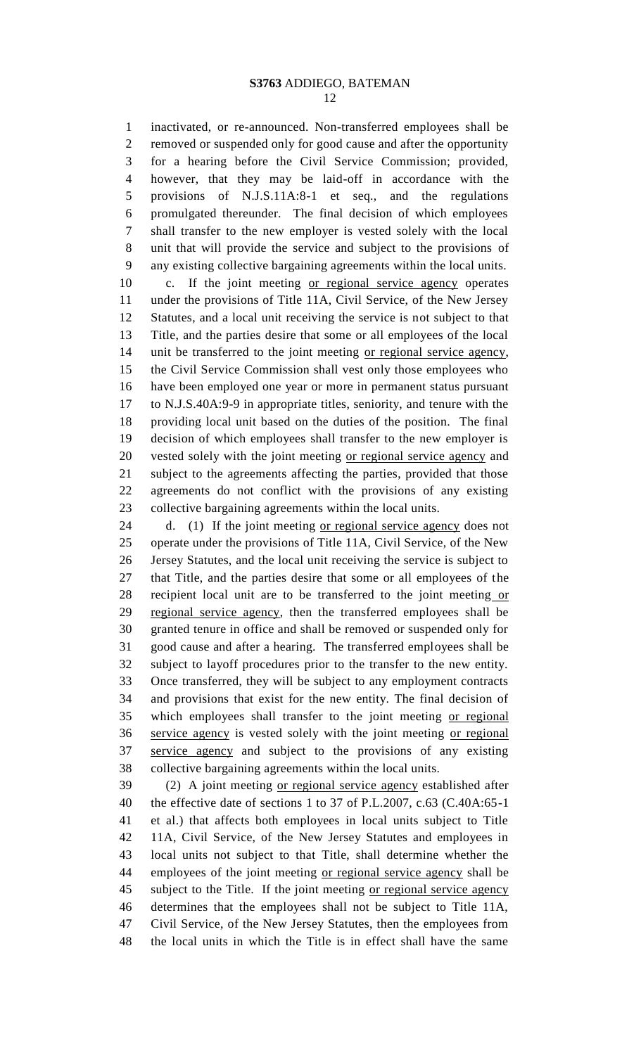inactivated, or re-announced. Non-transferred employees shall be removed or suspended only for good cause and after the opportunity for a hearing before the Civil Service Commission; provided, however, that they may be laid-off in accordance with the provisions of N.J.S.11A:8-1 et seq., and the regulations promulgated thereunder. The final decision of which employees shall transfer to the new employer is vested solely with the local unit that will provide the service and subject to the provisions of any existing collective bargaining agreements within the local units.

c. If the joint meeting <u>or regional service agency</u> operates under the provisions of Title 11A, Civil Service, of the New Jersey Statutes, and a local unit receiving the service is not subject to that Title, and the parties desire that some or all employees of the local unit be transferred to the joint meeting <u>or regional service agency</u>, the Civil Service Commission shall vest only those employees who have been employed one year or more in permanent status pursuant to N.J.S.40A:9-9 in appropriate titles, seniority, and tenure with the providing local unit based on the duties of the position. The final decision of which employees shall transfer to the new employer is vested solely with the joint meeting <u>or regional service agency</u> and subject to the agreements affecting the parties, provided that those agreements do not conflict with the provisions of any existing collective bargaining agreements within the local units.

d. (1) If the joint meeting <u>or regional service agency</u> does not operate under the provisions of Title 11A, Civil Service, of the New Jersey Statutes, and the local unit receiving the service is subject to that Title, and the parties desire that some or all employees of the recipient local unit are to be transferred to the joint meeting <u>or regional service agency</u>, then the transferred employees shall be granted tenure in office and shall be removed or suspended only for good cause and after a hearing. The transferred employees shall be subject to layoff procedures prior to the transfer to the new entity. Once transferred, they will be subject to any employment contracts and provisions that exist for the new entity. The final decision of which employees shall transfer to the joint meeting <u>or regional service agency</u> is vested solely with the joint meeting <u>or regional service agency</u> and subject to the provisions of any existing collective bargaining agreements within the local units.

(2) A joint meeting <u>or regional service agency</u> established after the effective date of sections 1 to 37 of P.L.2007, c.63 (C.40A:65-1 et al.) that affects both employees in local units subject to Title 11A, Civil Service, of the New Jersey Statutes and employees in local units not subject to that Title, shall determine whether the employees of the joint meeting <u>or regional service agency</u> shall be subject to the Title. If the joint meeting <u>or regional service agency</u> determines that the employees shall not be subject to Title 11A, Civil Service, of the New Jersey Statutes, then the employees from the local units in which the Title is in effect shall have the same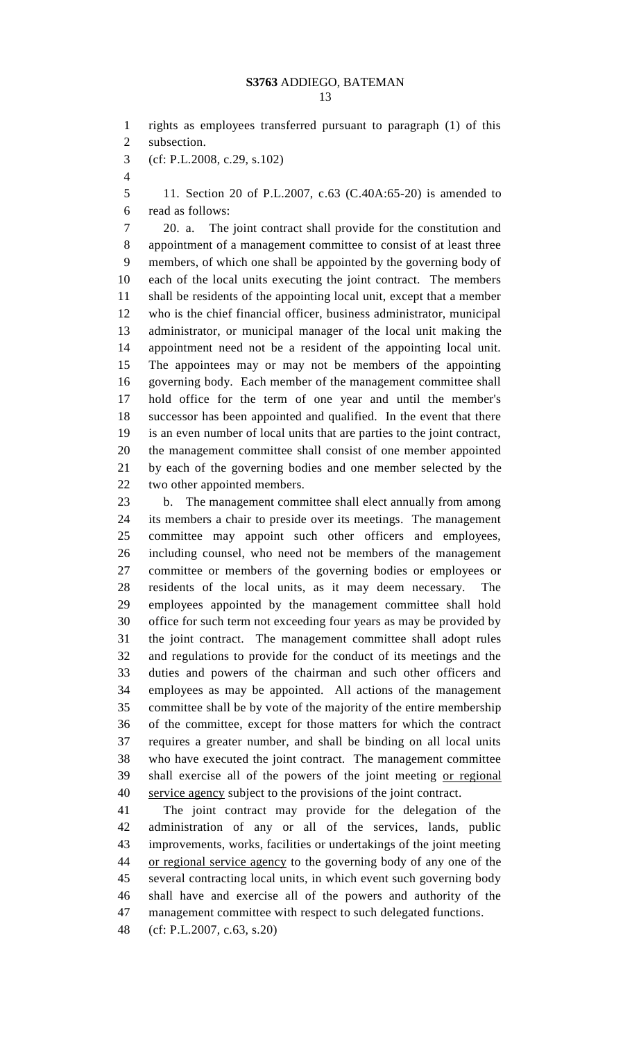rights as employees transferred pursuant to paragraph (1) of this subsection.

(cf: P.L.2008, c.29, s.102)

11. Section 20 of P.L.2007, c.63 (C.40A:65-20) is amended to read as follows:

20. a. The joint contract shall provide for the constitution and appointment of a management committee to consist of at least three members, of which one shall be appointed by the governing body of each of the local units executing the joint contract. The members shall be residents of the appointing local unit, except that a member who is the chief financial officer, business administrator, municipal administrator, or municipal manager of the local unit making the appointment need not be a resident of the appointing local unit. The appointees may or may not be members of the appointing governing body. Each member of the management committee shall hold office for the term of one year and until the member's successor has been appointed and qualified. In the event that there is an even number of local units that are parties to the joint contract, the management committee shall consist of one member appointed by each of the governing bodies and one member selected by the two other appointed members.

b. The management committee shall elect annually from among its members a chair to preside over its meetings. The management committee may appoint such other officers and employees, including counsel, who need not be members of the management committee or members of the governing bodies or employees or residents of the local units, as it may deem necessary. The employees appointed by the management committee shall hold office for such term not exceeding four years as may be provided by the joint contract. The management committee shall adopt rules and regulations to provide for the conduct of its meetings and the duties and powers of the chairman and such other officers and employees as may be appointed. All actions of the management committee shall be by vote of the majority of the entire membership of the committee, except for those matters for which the contract requires a greater number, and shall be binding on all local units who have executed the joint contract. The management committee shall exercise all of the powers of the joint meeting <u>or regional service agency</u> subject to the provisions of the joint contract.

The joint contract may provide for the delegation of the administration of any or all of the services, lands, public improvements, works, facilities or undertakings of the joint meeting <u>or regional service agency</u> to the governing body of any one of the several contracting local units, in which event such governing body shall have and exercise all of the powers and authority of the management committee with respect to such delegated functions.

(cf: P.L.2007, c.63, s.20)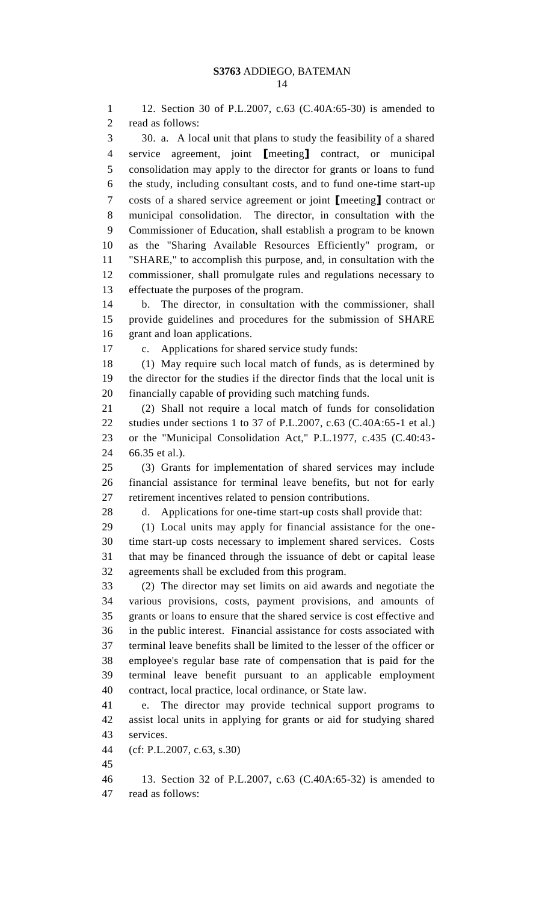12. Section 30 of P.L.2007, c.63 (C.40A:65-30) is amended to read as follows:

30. a. A local unit that plans to study the feasibility of a shared service agreement, joint [meeting] contract, or municipal consolidation may apply to the director for grants or loans to fund the study, including consultant costs, and to fund one-time start-up costs of a shared service agreement or joint [meeting] contract or municipal consolidation. The director, in consultation with the Commissioner of Education, shall establish a program to be known as the "Sharing Available Resources Efficiently" program, or "SHARE," to accomplish this purpose, and, in consultation with the commissioner, shall promulgate rules and regulations necessary to effectuate the purposes of the program.

b. The director, in consultation with the commissioner, shall provide guidelines and procedures for the submission of SHARE grant and loan applications.

c. Applications for shared service study funds:

(1) May require such local match of funds, as is determined by the director for the studies if the director finds that the local unit is financially capable of providing such matching funds.

(2) Shall not require a local match of funds for consolidation studies under sections 1 to 37 of P.L.2007, c.63 (C.40A:65-1 et al.) or the "Municipal Consolidation Act," P.L.1977, c.435 (C.40:43-66.35 et al.).

(3) Grants for implementation of shared services may include financial assistance for terminal leave benefits, but not for early retirement incentives related to pension contributions.

d. Applications for one-time start-up costs shall provide that:

(1) Local units may apply for financial assistance for the one-time start-up costs necessary to implement shared services. Costs that may be financed through the issuance of debt or capital lease agreements shall be excluded from this program.

(2) The director may set limits on aid awards and negotiate the various provisions, costs, payment provisions, and amounts of grants or loans to ensure that the shared service is cost effective and in the public interest. Financial assistance for costs associated with terminal leave benefits shall be limited to the lesser of the officer or employee's regular base rate of compensation that is paid for the terminal leave benefit pursuant to an applicable employment contract, local practice, local ordinance, or State law.

e. The director may provide technical support programs to assist local units in applying for grants or aid for studying shared services.

(cf: P.L.2007, c.63, s.30)

13. Section 32 of P.L.2007, c.63 (C.40A:65-32) is amended to read as follows: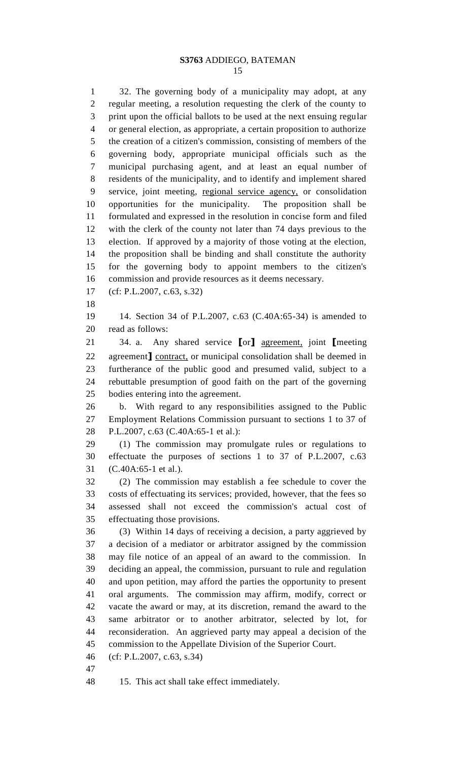32. The governing body of a municipality may adopt, at any regular meeting, a resolution requesting the clerk of the county to print upon the official ballots to be used at the next ensuing regular or general election, as appropriate, a certain proposition to authorize the creation of a citizen's commission, consisting of members of the governing body, appropriate municipal officials such as the municipal purchasing agent, and at least an equal number of residents of the municipality, and to identify and implement shared service, joint meeting, <u>regional service agency,</u> or consolidation opportunities for the municipality. The proposition shall be formulated and expressed in the resolution in concise form and filed with the clerk of the county not later than 74 days previous to the election. If approved by a majority of those voting at the election, the proposition shall be binding and shall constitute the authority for the governing body to appoint members to the citizen's commission and provide resources as it deems necessary.

(cf: P.L.2007, c.63, s.32)

14. Section 34 of P.L.2007, c.63 (C.40A:65-34) is amended to read as follows:

34. a. Any shared service ⟦or⟧ <u>agreement,</u> joint ⟦meeting agreement⟧ <u>contract,</u> or municipal consolidation shall be deemed in furtherance of the public good and presumed valid, subject to a rebuttable presumption of good faith on the part of the governing bodies entering into the agreement.

b. With regard to any responsibilities assigned to the Public Employment Relations Commission pursuant to sections 1 to 37 of P.L.2007, c.63 (C.40A:65-1 et al.):

(1) The commission may promulgate rules or regulations to effectuate the purposes of sections 1 to 37 of P.L.2007, c.63 (C.40A:65-1 et al.).

(2) The commission may establish a fee schedule to cover the costs of effectuating its services; provided, however, that the fees so assessed shall not exceed the commission's actual cost of effectuating those provisions.

(3) Within 14 days of receiving a decision, a party aggrieved by a decision of a mediator or arbitrator assigned by the commission may file notice of an appeal of an award to the commission. In deciding an appeal, the commission, pursuant to rule and regulation and upon petition, may afford the parties the opportunity to present oral arguments. The commission may affirm, modify, correct or vacate the award or may, at its discretion, remand the award to the same arbitrator or to another arbitrator, selected by lot, for reconsideration. An aggrieved party may appeal a decision of the commission to the Appellate Division of the Superior Court.

(cf: P.L.2007, c.63, s.34)

15. This act shall take effect immediately.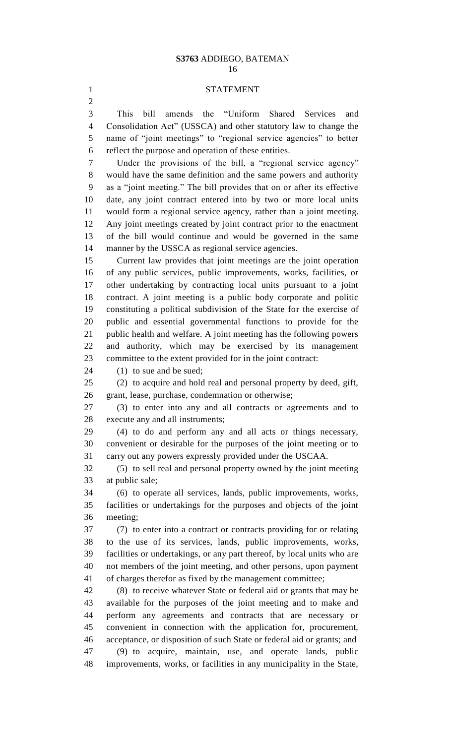# STATEMENT

This bill amends the "Uniform Shared Services and Consolidation Act" (USSCA) and other statutory law to change the name of "joint meetings" to "regional service agencies" to better reflect the purpose and operation of these entities.

Under the provisions of the bill, a "regional service agency" would have the same definition and the same powers and authority as a "joint meeting." The bill provides that on or after its effective date, any joint contract entered into by two or more local units would form a regional service agency, rather than a joint meeting. Any joint meetings created by joint contract prior to the enactment of the bill would continue and would be governed in the same manner by the USSCA as regional service agencies.

Current law provides that joint meetings are the joint operation of any public services, public improvements, works, facilities, or other undertaking by contracting local units pursuant to a joint contract. A joint meeting is a public body corporate and politic constituting a political subdivision of the State for the exercise of public and essential governmental functions to provide for the public health and welfare. A joint meeting has the following powers and authority, which may be exercised by its management committee to the extent provided for in the joint contract:

(1) to sue and be sued;

(2) to acquire and hold real and personal property by deed, gift, grant, lease, purchase, condemnation or otherwise;

(3) to enter into any and all contracts or agreements and to execute any and all instruments;

(4) to do and perform any and all acts or things necessary, convenient or desirable for the purposes of the joint meeting or to carry out any powers expressly provided under the USCAA.

(5) to sell real and personal property owned by the joint meeting at public sale;

(6) to operate all services, lands, public improvements, works, facilities or undertakings for the purposes and objects of the joint meeting;

(7) to enter into a contract or contracts providing for or relating to the use of its services, lands, public improvements, works, facilities or undertakings, or any part thereof, by local units who are not members of the joint meeting, and other persons, upon payment of charges therefor as fixed by the management committee;

(8) to receive whatever State or federal aid or grants that may be available for the purposes of the joint meeting and to make and perform any agreements and contracts that are necessary or convenient in connection with the application for, procurement, acceptance, or disposition of such State or federal aid or grants; and

(9) to acquire, maintain, use, and operate lands, public improvements, works, or facilities in any municipality in the State,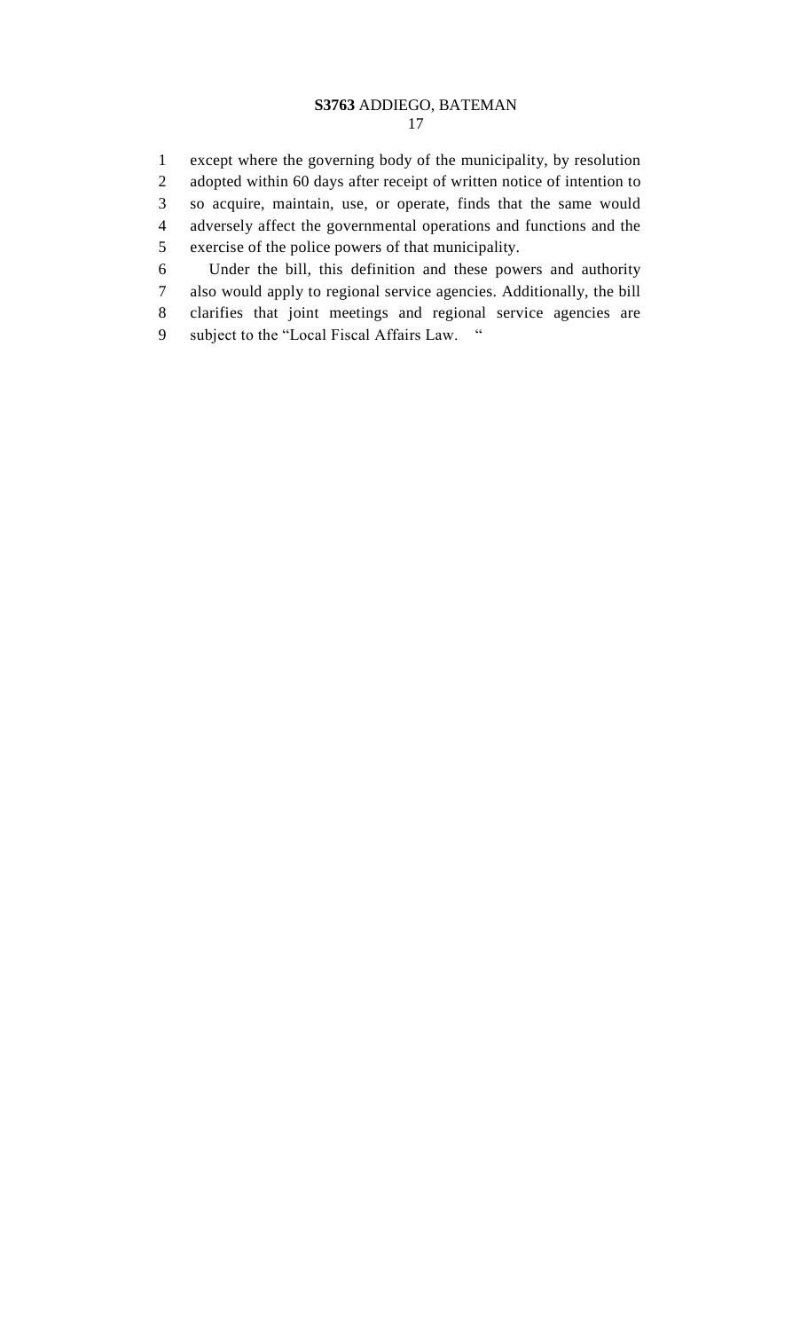except where the governing body of the municipality, by resolution adopted within 60 days after receipt of written notice of intention to so acquire, maintain, use, or operate, finds that the same would adversely affect the governmental operations and functions and the exercise of the police powers of that municipality.

Under the bill, this definition and these powers and authority also would apply to regional service agencies. Additionally, the bill clarifies that joint meetings and regional service agencies are subject to the "Local Fiscal Affairs Law. "